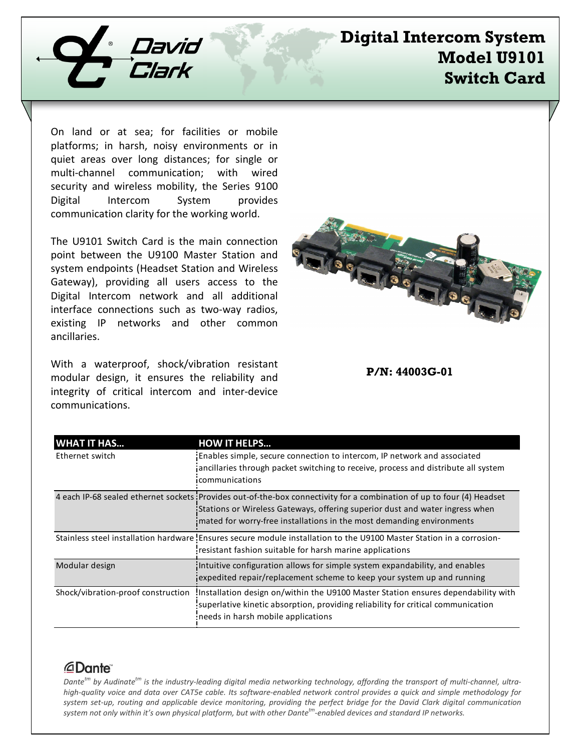# Digital Intercom System Model U9101 Switch Card

On land or at sea; for facilities or mobile platforms; in harsh, noisy environments or in quiet areas over long distances; for single or multi-channel communication; with wired security and wireless mobility, the Series 9100 Digital Intercom System provides communication clarity for the working world.

The U9101 Switch Card is the main connection point between the U9100 Master Station and system endpoints (Headset Station and Wireless Gateway), providing all users access to the Digital Intercom network and all additional interface connections such as two-way radios, existing IP networks and other common ancillaries.

With a waterproof, shock/vibration resistant modular design, it ensures the reliability and integrity of critical intercom and inter-device communications.

**P/N: 44003G-01**

| WHAT IT HAS... | HOW IT HELPS... |
|---|---|
| Ethernet switch | Enables simple, secure connection to intercom, IP network and associated ancillaries through packet switching to receive, process and distribute all system communications |
| 4 each IP-68 sealed ethernet sockets | Provides out-of-the-box connectivity for a combination of up to four (4) Headset Stations or Wireless Gateways, offering superior dust and water ingress when mated for worry-free installations in the most demanding environments |
| Stainless steel installation hardware | Ensures secure module installation to the U9100 Master Station in a corrosion-resistant fashion suitable for harsh marine applications |
| Modular design | Intuitive configuration allows for simple system expandability, and enables expedited repair/replacement scheme to keep your system up and running |
| Shock/vibration-proof construction | Installation design on/within the U9100 Master Station ensures dependability with superlative kinetic absorption, providing reliability for critical communication needs in harsh mobile applications |

*Dante[tm] by Audinate[tm] is the industry-leading digital media networking technology, affording the transport of multi-channel, ultra-high-quality voice and data over CAT5e cable. Its software-enabled network control provides a quick and simple methodology for system set-up, routing and applicable device monitoring, providing the perfect bridge for the David Clark digital communication system not only within it's own physical platform, but with other Dante[tm]-enabled devices and standard IP networks.*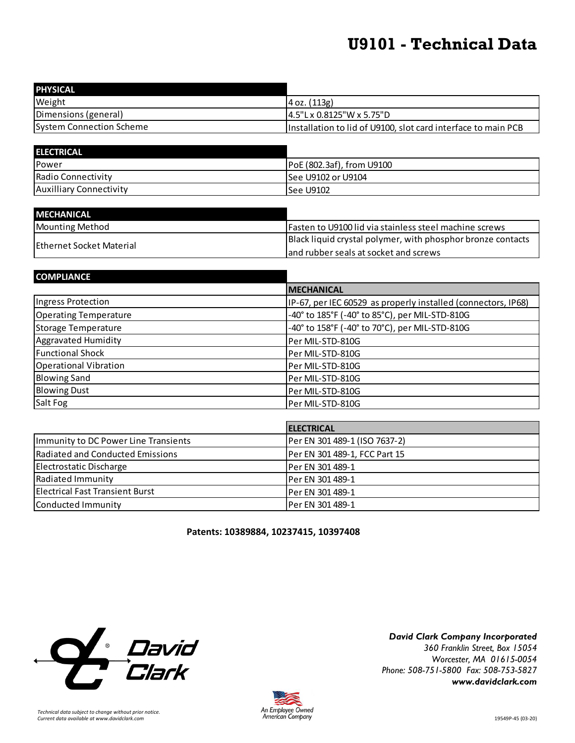# U9101 - Technical Data

| PHYSICAL | |
|---|---|
| Weight | 4 oz. (113g) |
| Dimensions (general) | 4.5"L x 0.8125"W x 5.75"D |
| System Connection Scheme | Installation to lid of U9100, slot card interface to main PCB |

| ELECTRICAL | |
|---|---|
| Power | PoE (802.3af), from U9100 |
| Radio Connectivity | See U9102 or U9104 |
| Auxilliary Connectivity | See U9102 |

| MECHANICAL | |
|---|---|
| Mounting Method | Fasten to U9100 lid via stainless steel machine screws |
| Ethernet Socket Material | Black liquid crystal polymer, with phosphor bronze contacts and rubber seals at socket and screws |

| COMPLIANCE | |
|---|---|
| | **MECHANICAL** |
| Ingress Protection | IP-67, per IEC 60529 as properly installed (connectors, IP68) |
| Operating Temperature | -40° to 185°F (-40° to 85°C), per MIL-STD-810G |
| Storage Temperature | -40° to 158°F (-40° to 70°C), per MIL-STD-810G |
| Aggravated Humidity | Per MIL-STD-810G |
| Functional Shock | Per MIL-STD-810G |
| Operational Vibration | Per MIL-STD-810G |
| Blowing Sand | Per MIL-STD-810G |
| Blowing Dust | Per MIL-STD-810G |
| Salt Fog | Per MIL-STD-810G |

| | ELECTRICAL |
|---|---|
| Immunity to DC Power Line Transients | Per EN 301 489-1 (ISO 7637-2) |
| Radiated and Conducted Emissions | Per EN 301 489-1, FCC Part 15 |
| Electrostatic Discharge | Per EN 301 489-1 |
| Radiated Immunity | Per EN 301 489-1 |
| Electrical Fast Transient Burst | Per EN 301 489-1 |
| Conducted Immunity | Per EN 301 489-1 |

**Patents: 10389884, 10237415, 10397408**

***David Clark Company Incorporated***
*360 Franklin Street, Box 15054*
*Worcester, MA 01615-0054*
*Phone: 508-751-5800 Fax: 508-753-5827*
***www.davidclark.com***

*Technical data subject to change without prior notice.*
*Current data available at www.davidclark.com*

An Employee Owned American Company

19549P-45 (03-20)